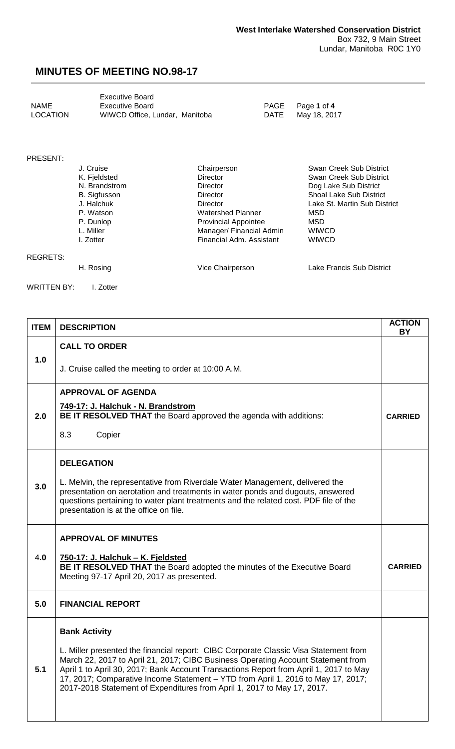**West Interlake Watershed Conservation District**
Box 732, 9 Main Street
Lundar, Manitoba R0C 1Y0

# MINUTES OF MEETING NO.98-17

| | | | |
|---|---|---|---|
| NAME | Executive Board<br>Executive Board | PAGE | Page **1** of **4** |
| LOCATION | WIWCD Office, Lundar, Manitoba | DATE | May 18, 2017 |

PRESENT:

| | | |
|---|---|---|
| J. Cruise | Chairperson | Swan Creek Sub District |
| K. Fjeldsted | Director | Swan Creek Sub District |
| N. Brandstrom | Director | Dog Lake Sub District |
| B. Sigfusson | Director | Shoal Lake Sub District |
| J. Halchuk | Director | Lake St. Martin Sub District |
| P. Watson | Watershed Planner | MSD |
| P. Dunlop | Provincial Appointee | MSD |
| L. Miller | Manager/ Financial Admin | WIWCD |
| I. Zotter | Financial Adm. Assistant | WIWCD |

REGRETS:

| | | |
|---|---|---|
| H. Rosing | Vice Chairperson | Lake Francis Sub District |

WRITTEN BY: I. Zotter

| ITEM | DESCRIPTION | ACTION BY |
|---|---|---|
| 1.0 | **CALL TO ORDER**<br><br>J. Cruise called the meeting to order at 10:00 A.M. | |
| 2.0 | **APPROVAL OF AGENDA**<br><br>**749-17: J. Halchuk - N. Brandstrom**<br>**BE IT RESOLVED THAT** the Board approved the agenda with additions:<br><br>8.3 Copier | **CARRIED** |
| 3.0 | **DELEGATION**<br><br>L. Melvin, the representative from Riverdale Water Management, delivered the presentation on aerotation and treatments in water ponds and dugouts, answered questions pertaining to water plant treatments and the related cost. PDF file of the presentation is at the office on file. | |
| 4.0 | **APPROVAL OF MINUTES**<br><br>**750-17: J. Halchuk – K. Fjeldsted**<br>**BE IT RESOLVED THAT** the Board adopted the minutes of the Executive Board Meeting 97-17 April 20, 2017 as presented. | **CARRIED** |
| 5.0 | **FINANCIAL REPORT** | |
| 5.1 | **Bank Activity**<br><br>L. Miller presented the financial report: CIBC Corporate Classic Visa Statement from March 22, 2017 to April 21, 2017; CIBC Business Operating Account Statement from April 1 to April 30, 2017; Bank Account Transactions Report from April 1, 2017 to May 17, 2017; Comparative Income Statement – YTD from April 1, 2016 to May 17, 2017; 2017-2018 Statement of Expenditures from April 1, 2017 to May 17, 2017. | |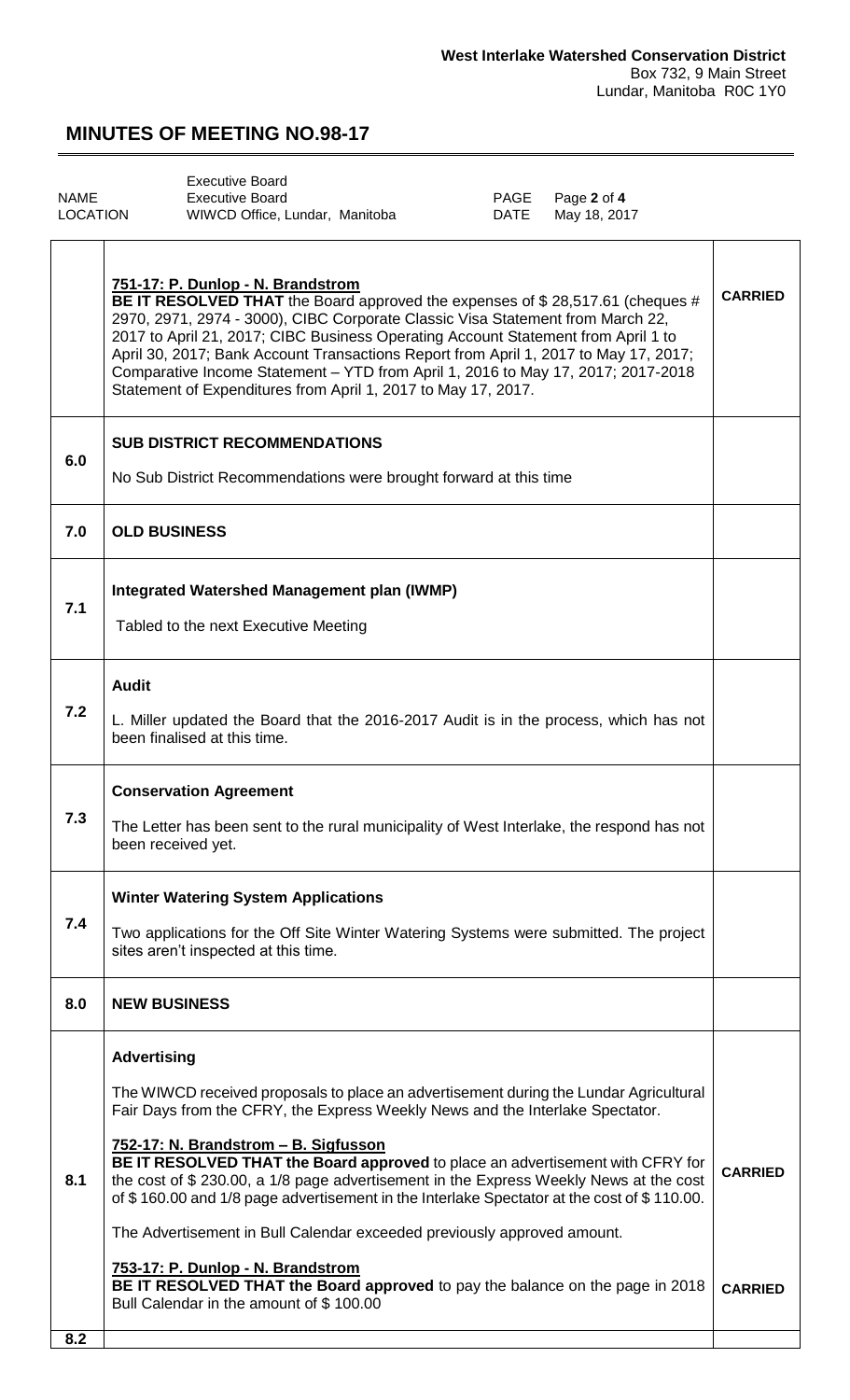**West Interlake Watershed Conservation District**
Box 732, 9 Main Street
Lundar, Manitoba R0C 1Y0

## MINUTES OF MEETING NO.98-17

| | | | |
|---|---|---|---|
| NAME | Executive Board<br>Executive Board | PAGE | Page **2** of **4** |
| LOCATION | WIWCD Office, Lundar, Manitoba | DATE | May 18, 2017 |

| | | |
|---|---|---|
| | **751-17: P. Dunlop - N. Brandstrom**<br>**BE IT RESOLVED THAT** the Board approved the expenses of $ 28,517.61 (cheques # 2970, 2971, 2974 - 3000), CIBC Corporate Classic Visa Statement from March 22, 2017 to April 21, 2017; CIBC Business Operating Account Statement from April 1 to April 30, 2017; Bank Account Transactions Report from April 1, 2017 to May 17, 2017; Comparative Income Statement – YTD from April 1, 2016 to May 17, 2017; 2017-2018 Statement of Expenditures from April 1, 2017 to May 17, 2017. | **CARRIED** |
| **6.0** | **SUB DISTRICT RECOMMENDATIONS**<br><br>No Sub District Recommendations were brought forward at this time | |
| **7.0** | **OLD BUSINESS** | |
| **7.1** | **Integrated Watershed Management plan (IWMP)**<br><br>Tabled to the next Executive Meeting | |
| **7.2** | **Audit**<br><br>L. Miller updated the Board that the 2016-2017 Audit is in the process, which has not been finalised at this time. | |
| **7.3** | **Conservation Agreement**<br><br>The Letter has been sent to the rural municipality of West Interlake, the respond has not been received yet. | |
| **7.4** | **Winter Watering System Applications**<br><br>Two applications for the Off Site Winter Watering Systems were submitted. The project sites aren't inspected at this time. | |
| **8.0** | **NEW BUSINESS** | |
| **8.1** | **Advertising**<br><br>The WIWCD received proposals to place an advertisement during the Lundar Agricultural Fair Days from the CFRY, the Express Weekly News and the Interlake Spectator.<br><br>**752-17: N. Brandstrom – B. Sigfusson**<br>**BE IT RESOLVED THAT the Board approved** to place an advertisement with CFRY for the cost of $ 230.00, a 1/8 page advertisement in the Express Weekly News at the cost of $ 160.00 and 1/8 page advertisement in the Interlake Spectator at the cost of $ 110.00.<br><br>The Advertisement in Bull Calendar exceeded previously approved amount.<br><br>**753-17: P. Dunlop - N. Brandstrom**<br>**BE IT RESOLVED THAT the Board approved** to pay the balance on the page in 2018 Bull Calendar in the amount of $ 100.00 | **CARRIED**<br><br>**CARRIED** |
| **8.2** | | |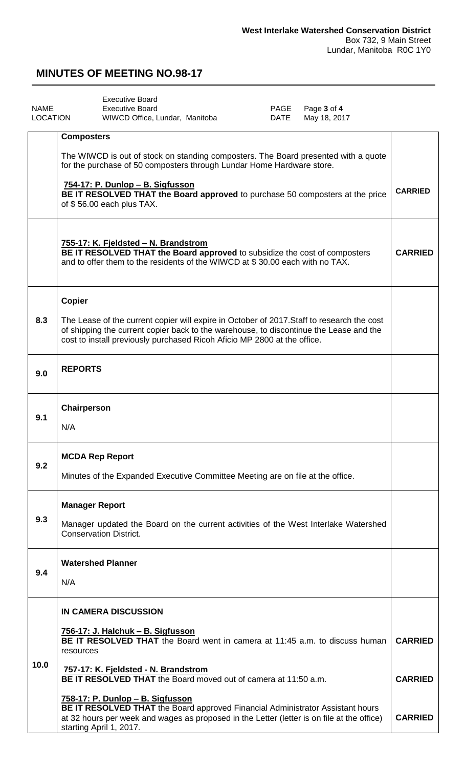**West Interlake Watershed Conservation District**
Box 732, 9 Main Street
Lundar, Manitoba R0C 1Y0

# MINUTES OF MEETING NO.98-17

| | | | |
|---|---|---|---|
| NAME | Executive Board<br>Executive Board | PAGE | Page **3** of **4** |
| LOCATION | WIWCD Office, Lundar, Manitoba | DATE | May 18, 2017 |

| | | |
|---|---|---|
| | **Composters**<br><br>The WIWCD is out of stock on standing composters. The Board presented with a quote for the purchase of 50 composters through Lundar Home Hardware store.<br><br>**754-17: P. Dunlop – B. Sigfusson**<br>**BE IT RESOLVED THAT the Board approved** to purchase 50 composters at the price of $ 56.00 each plus TAX. | **CARRIED** |
| | **755-17: K. Fjeldsted – N. Brandstrom**<br>**BE IT RESOLVED THAT the Board approved** to subsidize the cost of composters and to offer them to the residents of the WIWCD at $ 30.00 each with no TAX. | **CARRIED** |
| **8.3** | **Copier**<br><br>The Lease of the current copier will expire in October of 2017.Staff to research the cost of shipping the current copier back to the warehouse, to discontinue the Lease and the cost to install previously purchased Ricoh Aficio MP 2800 at the office. | |
| **9.0** | **REPORTS** | |
| **9.1** | **Chairperson**<br><br>N/A | |
| **9.2** | **MCDA Rep Report**<br><br>Minutes of the Expanded Executive Committee Meeting are on file at the office. | |
| **9.3** | **Manager Report**<br><br>Manager updated the Board on the current activities of the West Interlake Watershed Conservation District. | |
| **9.4** | **Watershed Planner**<br><br>N/A | |
| **10.0** | **IN CAMERA DISCUSSION**<br><br>**756-17: J. Halchuk – B. Sigfusson**<br>**BE IT RESOLVED THAT** the Board went in camera at 11:45 a.m. to discuss human resources | **CARRIED** |
| | **757-17: K. Fjeldsted - N. Brandstrom**<br>**BE IT RESOLVED THAT** the Board moved out of camera at 11:50 a.m. | **CARRIED** |
| | **758-17: P. Dunlop – B. Sigfusson**<br>**BE IT RESOLVED THAT** the Board approved Financial Administrator Assistant hours at 32 hours per week and wages as proposed in the Letter (letter is on file at the office) starting April 1, 2017. | **CARRIED** |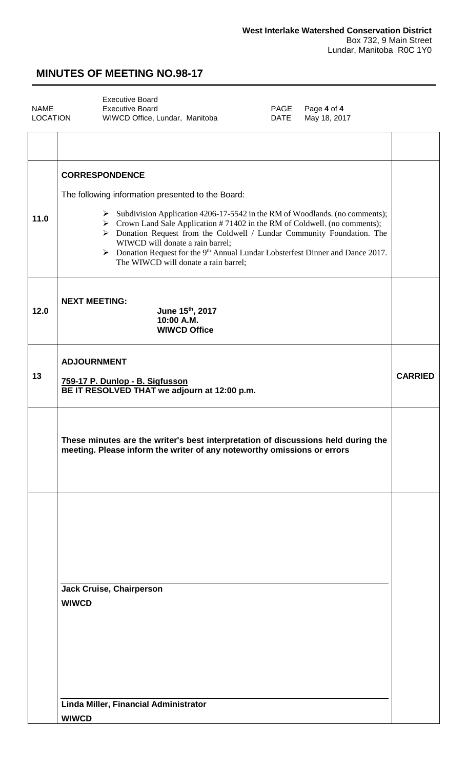**West Interlake Watershed Conservation District**
Box 732, 9 Main Street
Lundar, Manitoba R0C 1Y0

# MINUTES OF MEETING NO.98-17

| | | | |
|---|---|---|---|
| NAME | Executive Board<br>Executive Board | PAGE | Page **4** of **4** |
| LOCATION | WIWCD Office, Lundar, Manitoba | DATE | May 18, 2017 |

| | | |
|---|---|---|
| | | |
| 11.0 | **CORRESPONDENCE**<br><br>The following information presented to the Board:<br><br>➢ Subdivision Application 4206-17-5542 in the RM of Woodlands. (no comments);<br>➢ Crown Land Sale Application # 71402 in the RM of Coldwell. (no comments);<br>➢ Donation Request from the Coldwell / Lundar Community Foundation. The WIWCD will donate a rain barrel;<br>➢ Donation Request for the 9th Annual Lundar Lobsterfest Dinner and Dance 2017. The WIWCD will donate a rain barrel; | |
| 12.0 | **NEXT MEETING:**<br>**June 15th, 2017**<br>**10:00 A.M.**<br>**WIWCD Office** | |
| 13 | **ADJOURNMENT**<br><br>**759-17 P. Dunlop - B. Sigfusson**<br>**BE IT RESOLVED THAT we adjourn at 12:00 p.m.** | **CARRIED** |
| | **These minutes are the writer's best interpretation of discussions held during the meeting. Please inform the writer of any noteworthy omissions or errors** | |
| | **Jack Cruise, Chairperson**<br>**WIWCD**<br><br>**Linda Miller, Financial Administrator**<br>**WIWCD** | |